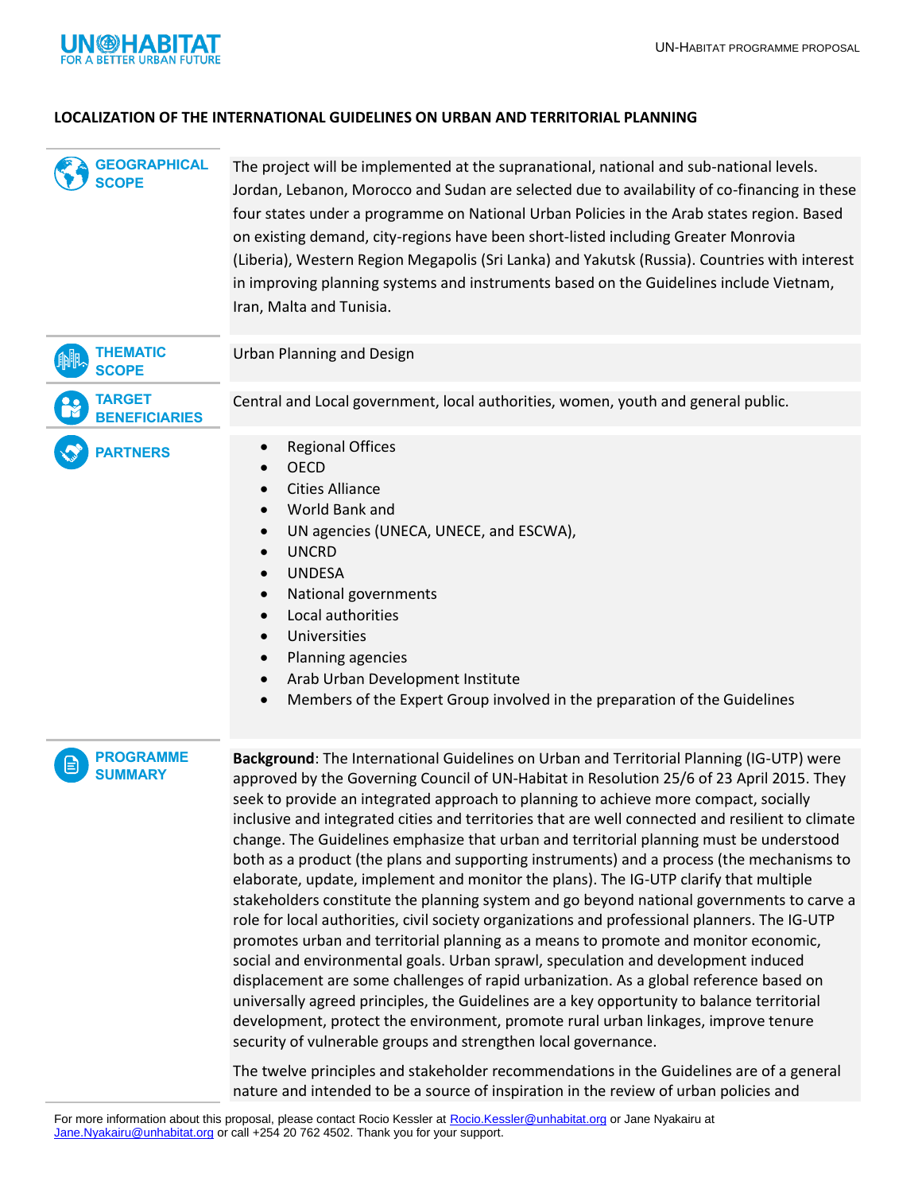# LOCALIZATION OF THE INTERNATIONAL GUIDELINES ON URBAN AND TERRITORIAL PLANNING

## GEOGRAPHICAL SCOPE

The project will be implemented at the supranational, national and sub-national levels. Jordan, Lebanon, Morocco and Sudan are selected due to availability of co-financing in these four states under a programme on National Urban Policies in the Arab states region. Based on existing demand, city-regions have been short-listed including Greater Monrovia (Liberia), Western Region Megapolis (Sri Lanka) and Yakutsk (Russia). Countries with interest in improving planning systems and instruments based on the Guidelines include Vietnam, Iran, Malta and Tunisia.

## THEMATIC SCOPE

Urban Planning and Design

## TARGET BENEFICIARIES

Central and Local government, local authorities, women, youth and general public.

## PARTNERS

- Regional Offices
- OECD
- Cities Alliance
- World Bank and
- UN agencies (UNECA, UNECE, and ESCWA),
- UNCRD
- UNDESA
- National governments
- Local authorities
- Universities
- Planning agencies
- Arab Urban Development Institute
- Members of the Expert Group involved in the preparation of the Guidelines

## PROGRAMME SUMMARY

**Background**: The International Guidelines on Urban and Territorial Planning (IG-UTP) were approved by the Governing Council of UN-Habitat in Resolution 25/6 of 23 April 2015. They seek to provide an integrated approach to planning to achieve more compact, socially inclusive and integrated cities and territories that are well connected and resilient to climate change. The Guidelines emphasize that urban and territorial planning must be understood both as a product (the plans and supporting instruments) and a process (the mechanisms to elaborate, update, implement and monitor the plans). The IG-UTP clarify that multiple stakeholders constitute the planning system and go beyond national governments to carve a role for local authorities, civil society organizations and professional planners. The IG-UTP promotes urban and territorial planning as a means to promote and monitor economic, social and environmental goals. Urban sprawl, speculation and development induced displacement are some challenges of rapid urbanization. As a global reference based on universally agreed principles, the Guidelines are a key opportunity to balance territorial development, protect the environment, promote rural urban linkages, improve tenure security of vulnerable groups and strengthen local governance.

The twelve principles and stakeholder recommendations in the Guidelines are of a general nature and intended to be a source of inspiration in the review of urban policies and

For more information about this proposal, please contact Rocio Kessler at Rocio.Kessler@unhabitat.org or Jane Nyakairu at Jane.Nyakairu@unhabitat.org or call +254 20 762 4502. Thank you for your support.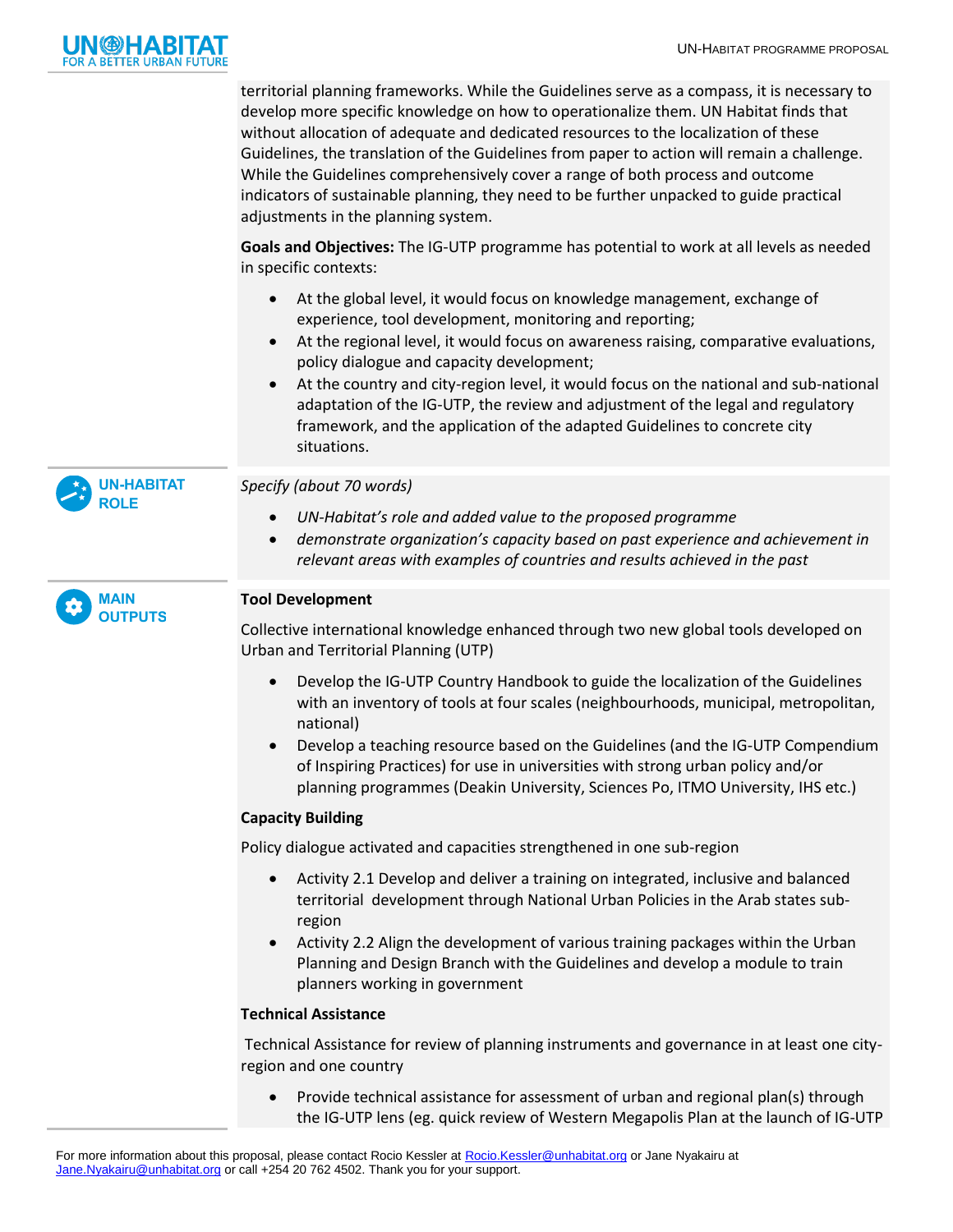territorial planning frameworks. While the Guidelines serve as a compass, it is necessary to develop more specific knowledge on how to operationalize them. UN Habitat finds that without allocation of adequate and dedicated resources to the localization of these Guidelines, the translation of the Guidelines from paper to action will remain a challenge. While the Guidelines comprehensively cover a range of both process and outcome indicators of sustainable planning, they need to be further unpacked to guide practical adjustments in the planning system.

**Goals and Objectives:** The IG-UTP programme has potential to work at all levels as needed in specific contexts:

- At the global level, it would focus on knowledge management, exchange of experience, tool development, monitoring and reporting;
- At the regional level, it would focus on awareness raising, comparative evaluations, policy dialogue and capacity development;
- At the country and city-region level, it would focus on the national and sub-national adaptation of the IG-UTP, the review and adjustment of the legal and regulatory framework, and the application of the adapted Guidelines to concrete city situations.

## UN-HABITAT ROLE

*Specify (about 70 words)*

- *UN-Habitat's role and added value to the proposed programme*
- *demonstrate organization's capacity based on past experience and achievement in relevant areas with examples of countries and results achieved in the past*

## MAIN OUTPUTS

**Tool Development**

Collective international knowledge enhanced through two new global tools developed on Urban and Territorial Planning (UTP)

- Develop the IG-UTP Country Handbook to guide the localization of the Guidelines with an inventory of tools at four scales (neighbourhoods, municipal, metropolitan, national)
- Develop a teaching resource based on the Guidelines (and the IG-UTP Compendium of Inspiring Practices) for use in universities with strong urban policy and/or planning programmes (Deakin University, Sciences Po, ITMO University, IHS etc.)

**Capacity Building**

Policy dialogue activated and capacities strengthened in one sub-region

- Activity 2.1 Develop and deliver a training on integrated, inclusive and balanced territorial development through National Urban Policies in the Arab states sub-region
- Activity 2.2 Align the development of various training packages within the Urban Planning and Design Branch with the Guidelines and develop a module to train planners working in government

**Technical Assistance**

Technical Assistance for review of planning instruments and governance in at least one city-region and one country

- Provide technical assistance for assessment of urban and regional plan(s) through the IG-UTP lens (eg. quick review of Western Megapolis Plan at the launch of IG-UTP

For more information about this proposal, please contact Rocio Kessler at Rocio.Kessler@unhabitat.org or Jane Nyakairu at Jane.Nyakairu@unhabitat.org or call +254 20 762 4502. Thank you for your support.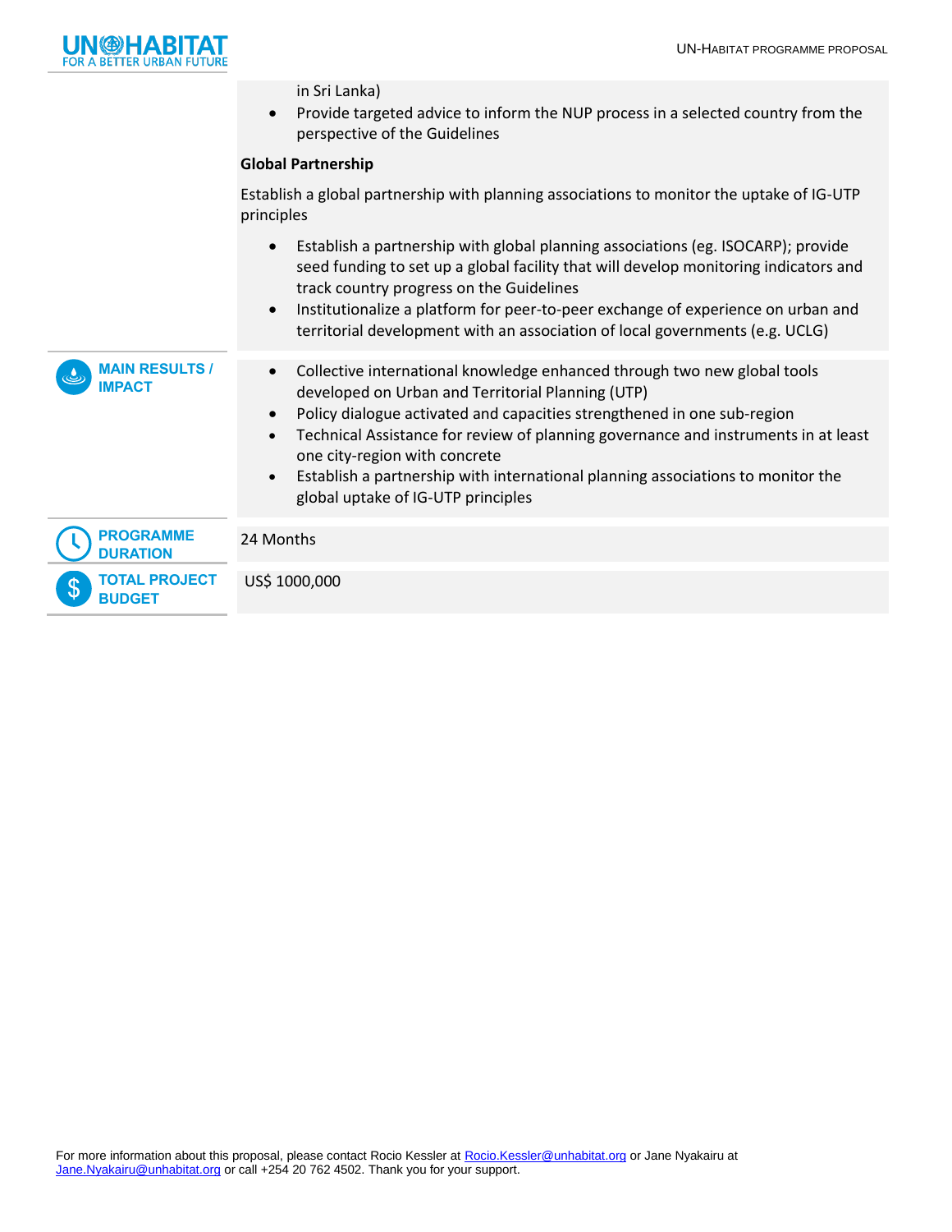in Sri Lanka)

- Provide targeted advice to inform the NUP process in a selected country from the perspective of the Guidelines

**Global Partnership**

Establish a global partnership with planning associations to monitor the uptake of IG-UTP principles

- Establish a partnership with global planning associations (eg. ISOCARP); provide seed funding to set up a global facility that will develop monitoring indicators and track country progress on the Guidelines
- Institutionalize a platform for peer-to-peer exchange of experience on urban and territorial development with an association of local governments (e.g. UCLG)

| | |
|---|---|
| **MAIN RESULTS / IMPACT** | • Collective international knowledge enhanced through two new global tools developed on Urban and Territorial Planning (UTP)<br>• Policy dialogue activated and capacities strengthened in one sub-region<br>• Technical Assistance for review of planning governance and instruments in at least one city-region with concrete<br>• Establish a partnership with international planning associations to monitor the global uptake of IG-UTP principles |
| **PROGRAMME DURATION** | 24 Months |
| **TOTAL PROJECT BUDGET** | US$ 1000,000 |

For more information about this proposal, please contact Rocio Kessler at Rocio.Kessler@unhabitat.org or Jane Nyakairu at Jane.Nyakairu@unhabitat.org or call +254 20 762 4502. Thank you for your support.